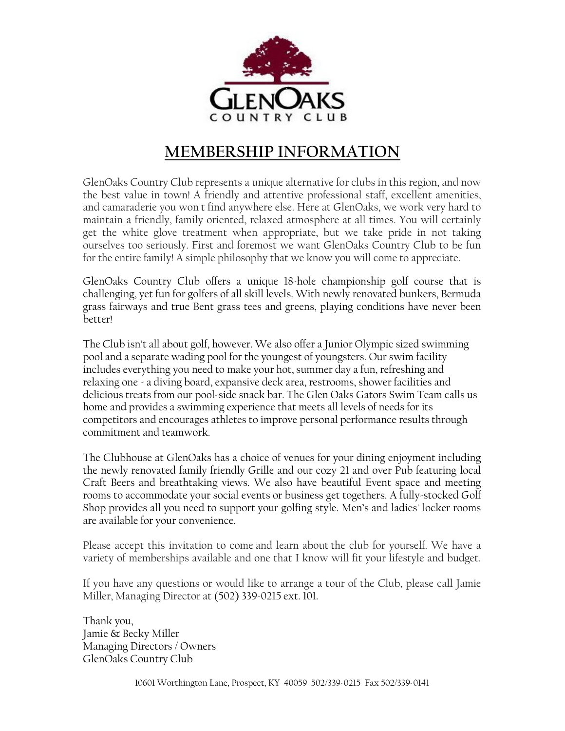# MEMBERSHIP INFORMATION

GlenOaks Country Club represents a unique alternative for clubs in this region, and now the best value in town! A friendly and attentive professional staff, excellent amenities, and camaraderie you won't find anywhere else. Here at GlenOaks, we work very hard to maintain a friendly, family oriented, relaxed atmosphere at all times. You will certainly get the white glove treatment when appropriate, but we take pride in not taking ourselves too seriously. First and foremost we want GlenOaks Country Club to be fun for the entire family! A simple philosophy that we know you will come to appreciate.

GlenOaks Country Club offers a unique 18-hole championship golf course that is challenging, yet fun for golfers of all skill levels. With newly renovated bunkers, Bermuda grass fairways and true Bent grass tees and greens, playing conditions have never been better!

The Club isn't all about golf, however. We also offer a Junior Olympic sized swimming pool and a separate wading pool for the youngest of youngsters. Our swim facility includes everything you need to make your hot, summer day a fun, refreshing and relaxing one - a diving board, expansive deck area, restrooms, shower facilities and delicious treats from our pool-side snack bar. The Glen Oaks Gators Swim Team calls us home and provides a swimming experience that meets all levels of needs for its competitors and encourages athletes to improve personal performance results through commitment and teamwork.

The Clubhouse at GlenOaks has a choice of venues for your dining enjoyment including the newly renovated family friendly Grille and our cozy 21 and over Pub featuring local Craft Beers and breathtaking views. We also have beautiful Event space and meeting rooms to accommodate your social events or business get togethers. A fully-stocked Golf Shop provides all you need to support your golfing style. Men's and ladies' locker rooms are available for your convenience.

Please accept this invitation to come and learn about the club for yourself. We have a variety of memberships available and one that I know will fit your lifestyle and budget.

If you have any questions or would like to arrange a tour of the Club, please call Jamie Miller, Managing Director at (502) 339-0215 ext. 101.

Thank you,
Jamie & Becky Miller
Managing Directors / Owners
GlenOaks Country Club

10601 Worthington Lane, Prospect, KY 40059 502/339-0215 Fax 502/339-0141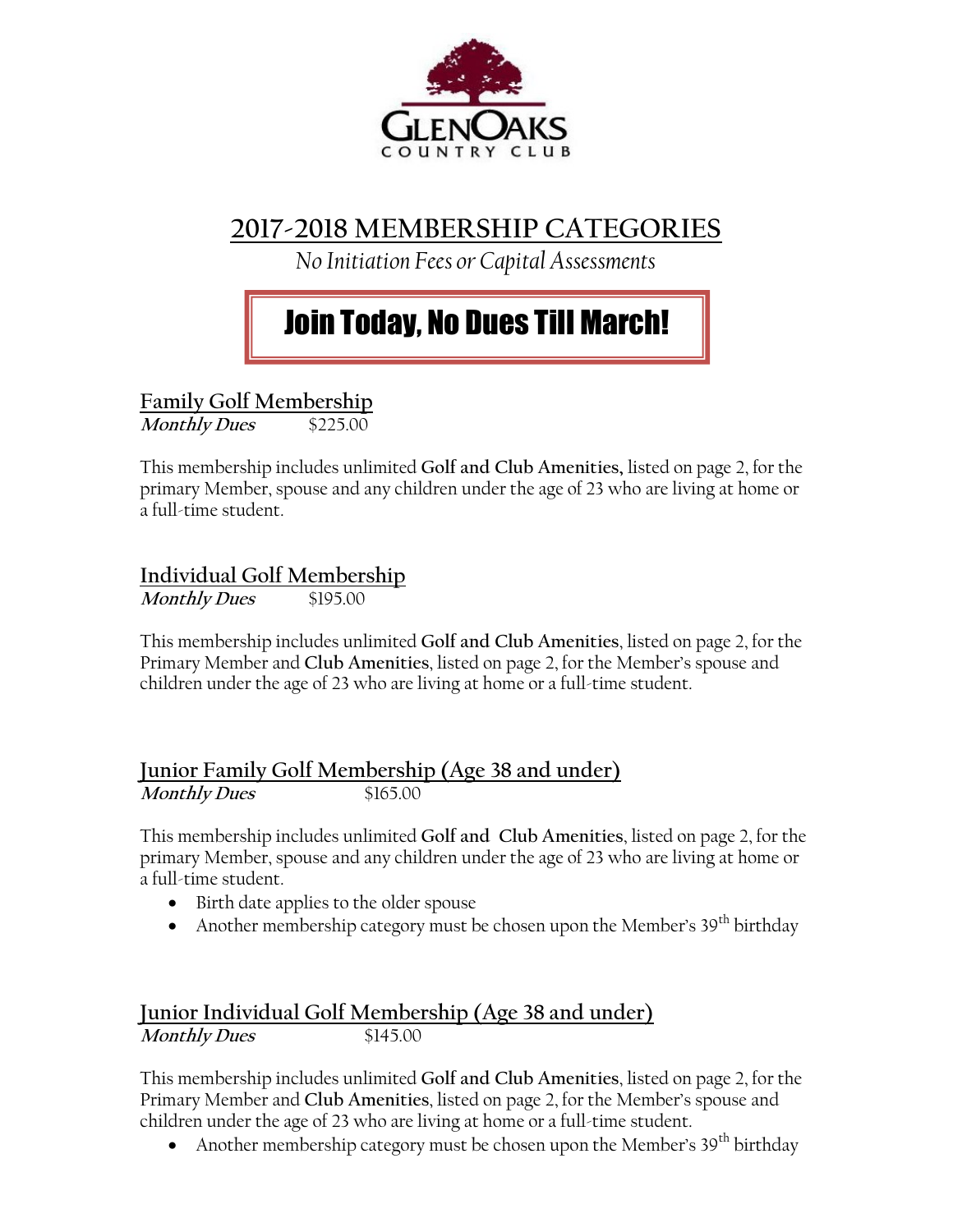GLENOAKS
COUNTRY CLUB

# 2017-2018 MEMBERSHIP CATEGORIES

*No Initiation Fees or Capital Assessments*

**Join Today, No Dues Till March!**

## Family Golf Membership

***Monthly Dues*** $225.00

This membership includes unlimited **Golf and Club Amenities,** listed on page 2, for the primary Member, spouse and any children under the age of 23 who are living at home or a full-time student.

## Individual Golf Membership

***Monthly Dues*** $195.00

This membership includes unlimited **Golf and Club Amenities**, listed on page 2, for the Primary Member and **Club Amenities**, listed on page 2, for the Member's spouse and children under the age of 23 who are living at home or a full-time student.

## Junior Family Golf Membership (Age 38 and under)

***Monthly Dues*** $165.00

This membership includes unlimited **Golf and Club Amenities**, listed on page 2, for the primary Member, spouse and any children under the age of 23 who are living at home or a full-time student.

- Birth date applies to the older spouse
- Another membership category must be chosen upon the Member's 39th birthday

## Junior Individual Golf Membership (Age 38 and under)

***Monthly Dues*** $145.00

This membership includes unlimited **Golf and Club Amenities**, listed on page 2, for the Primary Member and **Club Amenities**, listed on page 2, for the Member's spouse and children under the age of 23 who are living at home or a full-time student.

- Another membership category must be chosen upon the Member's 39th birthday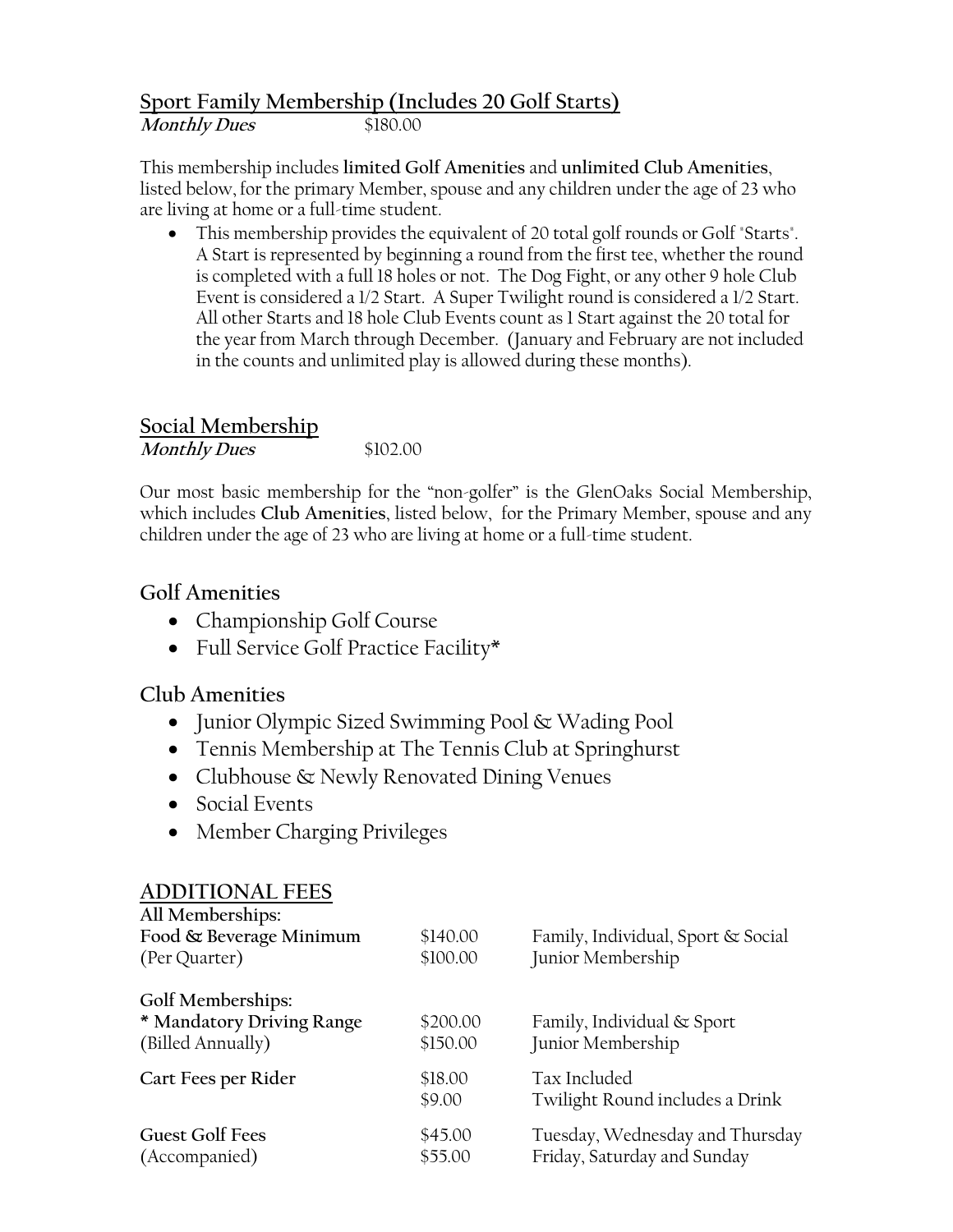## Sport Family Membership (Includes 20 Golf Starts)

***Monthly Dues*** $180.00

This membership includes **limited Golf Amenities** and **unlimited Club Amenities**, listed below, for the primary Member, spouse and any children under the age of 23 who are living at home or a full-time student.

- This membership provides the equivalent of 20 total golf rounds or Golf "Starts". A Start is represented by beginning a round from the first tee, whether the round is completed with a full 18 holes or not. The Dog Fight, or any other 9 hole Club Event is considered a 1/2 Start. A Super Twilight round is considered a 1/2 Start. All other Starts and 18 hole Club Events count as 1 Start against the 20 total for the year from March through December. (January and February are not included in the counts and unlimited play is allowed during these months).

## Social Membership

***Monthly Dues*** $102.00

Our most basic membership for the "non-golfer" is the GlenOaks Social Membership, which includes **Club Amenities**, listed below, for the Primary Member, spouse and any children under the age of 23 who are living at home or a full-time student.

### Golf Amenities

- Championship Golf Course
- Full Service Golf Practice Facility*

### Club Amenities

- Junior Olympic Sized Swimming Pool & Wading Pool
- Tennis Membership at The Tennis Club at Springhurst
- Clubhouse & Newly Renovated Dining Venues
- Social Events
- Member Charging Privileges

## ADDITIONAL FEES

| | | |
|---|---|---|
| **All Memberships:** | | |
| **Food & Beverage Minimum** | $140.00 | Family, Individual, Sport & Social |
| (Per Quarter) | $100.00 | Junior Membership |
| **Golf Memberships:** | | |
| **\* Mandatory Driving Range** | $200.00 | Family, Individual & Sport |
| (Billed Annually) | $150.00 | Junior Membership |
| **Cart Fees per Rider** | $18.00 | Tax Included |
| | $9.00 | Twilight Round includes a Drink |
| **Guest Golf Fees** | $45.00 | Tuesday, Wednesday and Thursday |
| (Accompanied) | $55.00 | Friday, Saturday and Sunday |